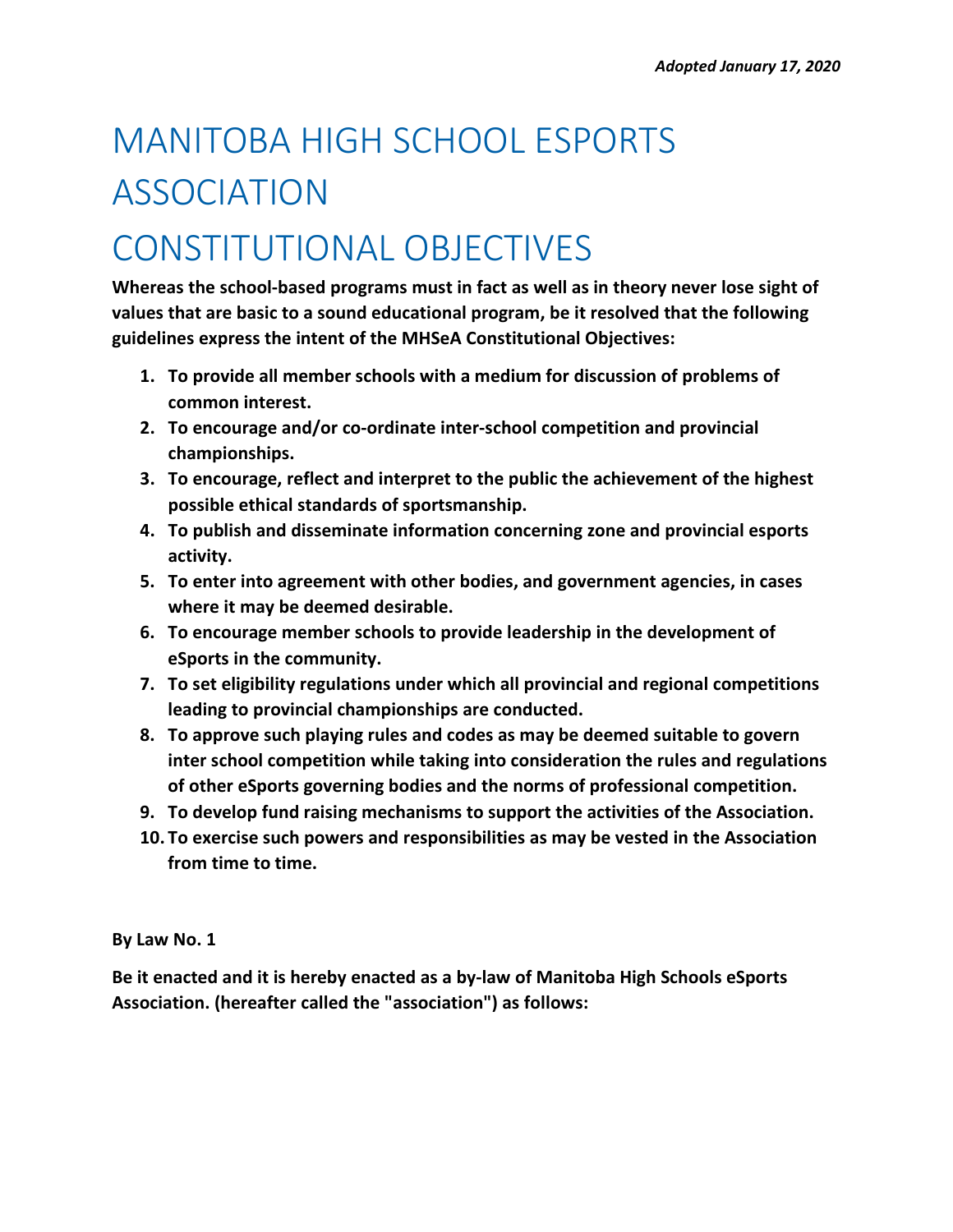*Adopted January 17, 2020*

# MANITOBA HIGH SCHOOL ESPORTS ASSOCIATION

# CONSTITUTIONAL OBJECTIVES

**Whereas the school-based programs must in fact as well as in theory never lose sight of values that are basic to a sound educational program, be it resolved that the following guidelines express the intent of the MHSeA Constitutional Objectives:**

1. **To provide all member schools with a medium for discussion of problems of common interest.**
2. **To encourage and/or co-ordinate inter-school competition and provincial championships.**
3. **To encourage, reflect and interpret to the public the achievement of the highest possible ethical standards of sportsmanship.**
4. **To publish and disseminate information concerning zone and provincial esports activity.**
5. **To enter into agreement with other bodies, and government agencies, in cases where it may be deemed desirable.**
6. **To encourage member schools to provide leadership in the development of eSports in the community.**
7. **To set eligibility regulations under which all provincial and regional competitions leading to provincial championships are conducted.**
8. **To approve such playing rules and codes as may be deemed suitable to govern inter school competition while taking into consideration the rules and regulations of other eSports governing bodies and the norms of professional competition.**
9. **To develop fund raising mechanisms to support the activities of the Association.**
10. **To exercise such powers and responsibilities as may be vested in the Association from time to time.**

**By Law No. 1**

**Be it enacted and it is hereby enacted as a by-law of Manitoba High Schools eSports Association. (hereafter called the "association") as follows:**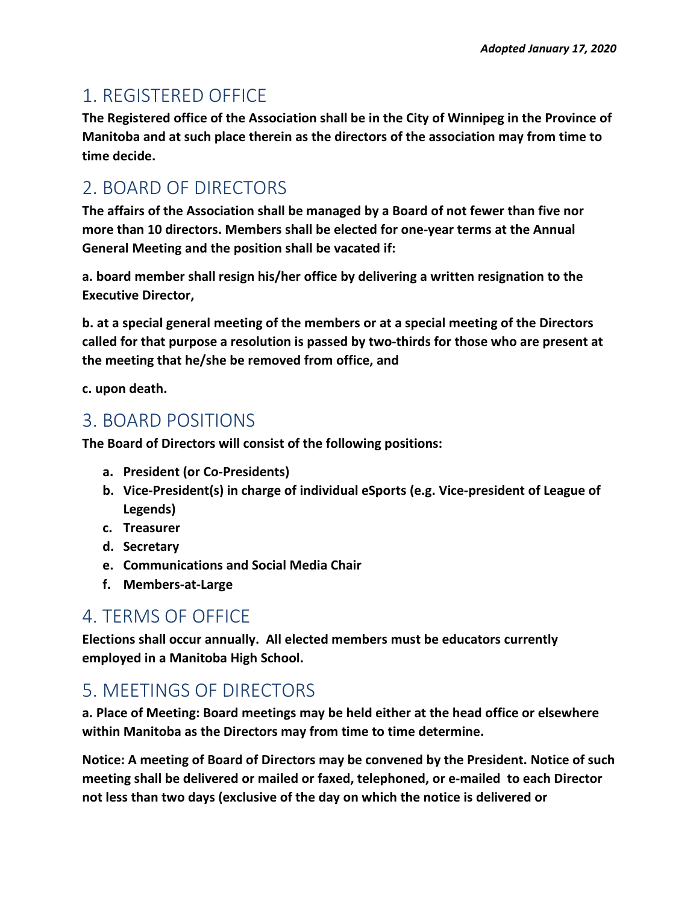*Adopted January 17, 2020*

## 1. REGISTERED OFFICE

**The Registered office of the Association shall be in the City of Winnipeg in the Province of Manitoba and at such place therein as the directors of the association may from time to time decide.**

## 2. BOARD OF DIRECTORS

**The affairs of the Association shall be managed by a Board of not fewer than five nor more than 10 directors. Members shall be elected for one-year terms at the Annual General Meeting and the position shall be vacated if:**

**a. board member shall resign his/her office by delivering a written resignation to the Executive Director,**

**b. at a special general meeting of the members or at a special meeting of the Directors called for that purpose a resolution is passed by two-thirds for those who are present at the meeting that he/she be removed from office, and**

**c. upon death.**

## 3. BOARD POSITIONS

**The Board of Directors will consist of the following positions:**

a. **President (or Co-Presidents)**
b. **Vice-President(s) in charge of individual eSports (e.g. Vice-president of League of Legends)**
c. **Treasurer**
d. **Secretary**
e. **Communications and Social Media Chair**
f. **Members-at-Large**

## 4. TERMS OF OFFICE

**Elections shall occur annually. All elected members must be educators currently employed in a Manitoba High School.**

## 5. MEETINGS OF DIRECTORS

**a. Place of Meeting: Board meetings may be held either at the head office or elsewhere within Manitoba as the Directors may from time to time determine.**

**Notice: A meeting of Board of Directors may be convened by the President. Notice of such meeting shall be delivered or mailed or faxed, telephoned, or e-mailed to each Director not less than two days (exclusive of the day on which the notice is delivered or**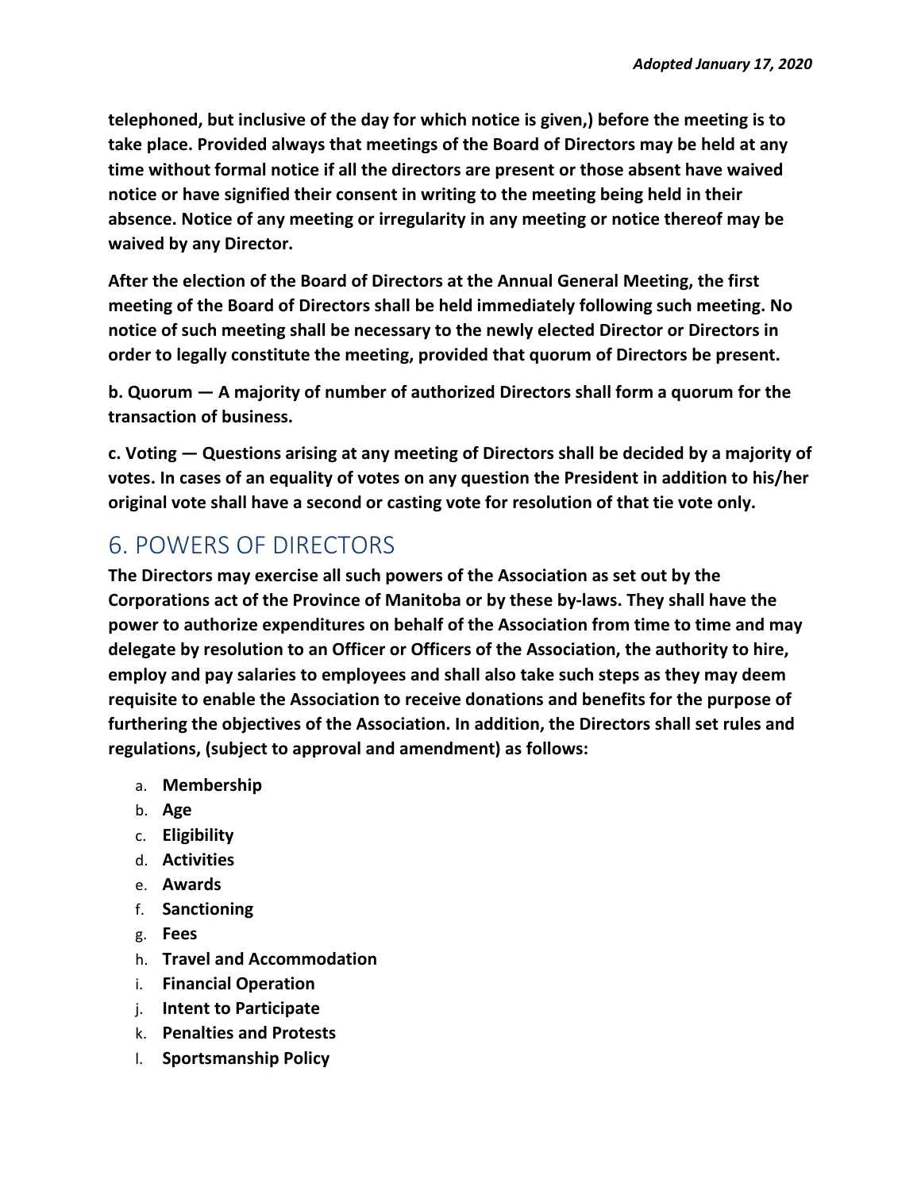**telephoned, but inclusive of the day for which notice is given,) before the meeting is to take place. Provided always that meetings of the Board of Directors may be held at any time without formal notice if all the directors are present or those absent have waived notice or have signified their consent in writing to the meeting being held in their absence. Notice of any meeting or irregularity in any meeting or notice thereof may be waived by any Director.**

**After the election of the Board of Directors at the Annual General Meeting, the first meeting of the Board of Directors shall be held immediately following such meeting. No notice of such meeting shall be necessary to the newly elected Director or Directors in order to legally constitute the meeting, provided that quorum of Directors be present.**

**b. Quorum — A majority of number of authorized Directors shall form a quorum for the transaction of business.**

**c. Voting — Questions arising at any meeting of Directors shall be decided by a majority of votes. In cases of an equality of votes on any question the President in addition to his/her original vote shall have a second or casting vote for resolution of that tie vote only.**

## 6. POWERS OF DIRECTORS

**The Directors may exercise all such powers of the Association as set out by the Corporations act of the Province of Manitoba or by these by-laws. They shall have the power to authorize expenditures on behalf of the Association from time to time and may delegate by resolution to an Officer or Officers of the Association, the authority to hire, employ and pay salaries to employees and shall also take such steps as they may deem requisite to enable the Association to receive donations and benefits for the purpose of furthering the objectives of the Association. In addition, the Directors shall set rules and regulations, (subject to approval and amendment) as follows:**

a. **Membership**
b. **Age**
c. **Eligibility**
d. **Activities**
e. **Awards**
f. **Sanctioning**
g. **Fees**
h. **Travel and Accommodation**
i. **Financial Operation**
j. **Intent to Participate**
k. **Penalties and Protests**
l. **Sportsmanship Policy**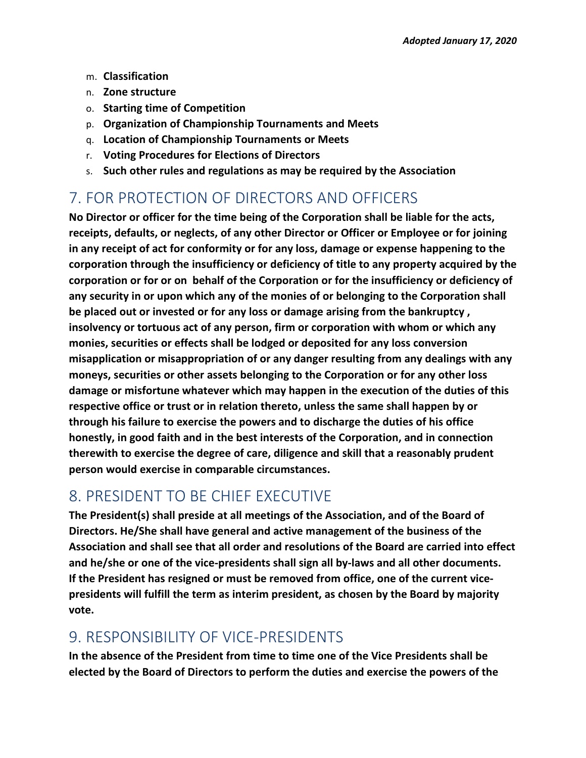m. **Classification**
n. **Zone structure**
o. **Starting time of Competition**
p. **Organization of Championship Tournaments and Meets**
q. **Location of Championship Tournaments or Meets**
r. **Voting Procedures for Elections of Directors**
s. **Such other rules and regulations as may be required by the Association**

## 7. FOR PROTECTION OF DIRECTORS AND OFFICERS

**No Director or officer for the time being of the Corporation shall be liable for the acts, receipts, defaults, or neglects, of any other Director or Officer or Employee or for joining in any receipt of act for conformity or for any loss, damage or expense happening to the corporation through the insufficiency or deficiency of title to any property acquired by the corporation or for or on behalf of the Corporation or for the insufficiency or deficiency of any security in or upon which any of the monies of or belonging to the Corporation shall be placed out or invested or for any loss or damage arising from the bankruptcy , insolvency or tortuous act of any person, firm or corporation with whom or which any monies, securities or effects shall be lodged or deposited for any loss conversion misapplication or misappropriation of or any danger resulting from any dealings with any moneys, securities or other assets belonging to the Corporation or for any other loss damage or misfortune whatever which may happen in the execution of the duties of this respective office or trust or in relation thereto, unless the same shall happen by or through his failure to exercise the powers and to discharge the duties of his office honestly, in good faith and in the best interests of the Corporation, and in connection therewith to exercise the degree of care, diligence and skill that a reasonably prudent person would exercise in comparable circumstances.**

## 8. PRESIDENT TO BE CHIEF EXECUTIVE

**The President(s) shall preside at all meetings of the Association, and of the Board of Directors. He/She shall have general and active management of the business of the Association and shall see that all order and resolutions of the Board are carried into effect and he/she or one of the vice-presidents shall sign all by-laws and all other documents. If the President has resigned or must be removed from office, one of the current vice-presidents will fulfill the term as interim president, as chosen by the Board by majority vote.**

## 9. RESPONSIBILITY OF VICE-PRESIDENTS

**In the absence of the President from time to time one of the Vice Presidents shall be elected by the Board of Directors to perform the duties and exercise the powers of the**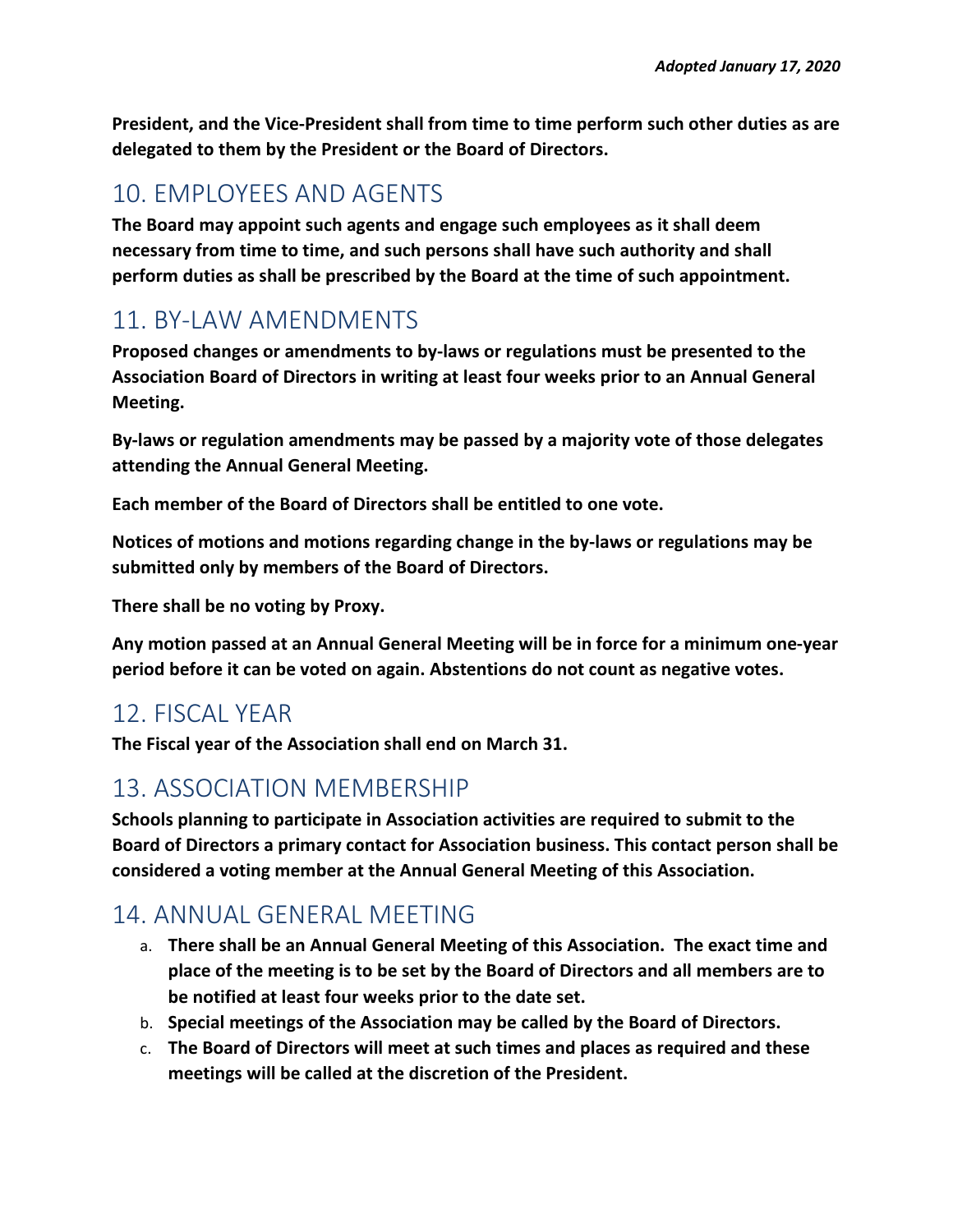**President, and the Vice-President shall from time to time perform such other duties as are delegated to them by the President or the Board of Directors.**

## 10. EMPLOYEES AND AGENTS

**The Board may appoint such agents and engage such employees as it shall deem necessary from time to time, and such persons shall have such authority and shall perform duties as shall be prescribed by the Board at the time of such appointment.**

## 11. BY-LAW AMENDMENTS

**Proposed changes or amendments to by-laws or regulations must be presented to the Association Board of Directors in writing at least four weeks prior to an Annual General Meeting.**

**By-laws or regulation amendments may be passed by a majority vote of those delegates attending the Annual General Meeting.**

**Each member of the Board of Directors shall be entitled to one vote.**

**Notices of motions and motions regarding change in the by-laws or regulations may be submitted only by members of the Board of Directors.**

**There shall be no voting by Proxy.**

**Any motion passed at an Annual General Meeting will be in force for a minimum one-year period before it can be voted on again. Abstentions do not count as negative votes.**

## 12. FISCAL YEAR

**The Fiscal year of the Association shall end on March 31.**

## 13. ASSOCIATION MEMBERSHIP

**Schools planning to participate in Association activities are required to submit to the Board of Directors a primary contact for Association business. This contact person shall be considered a voting member at the Annual General Meeting of this Association.**

## 14. ANNUAL GENERAL MEETING

a. **There shall be an Annual General Meeting of this Association. The exact time and place of the meeting is to be set by the Board of Directors and all members are to be notified at least four weeks prior to the date set.**
b. **Special meetings of the Association may be called by the Board of Directors.**
c. **The Board of Directors will meet at such times and places as required and these meetings will be called at the discretion of the President.**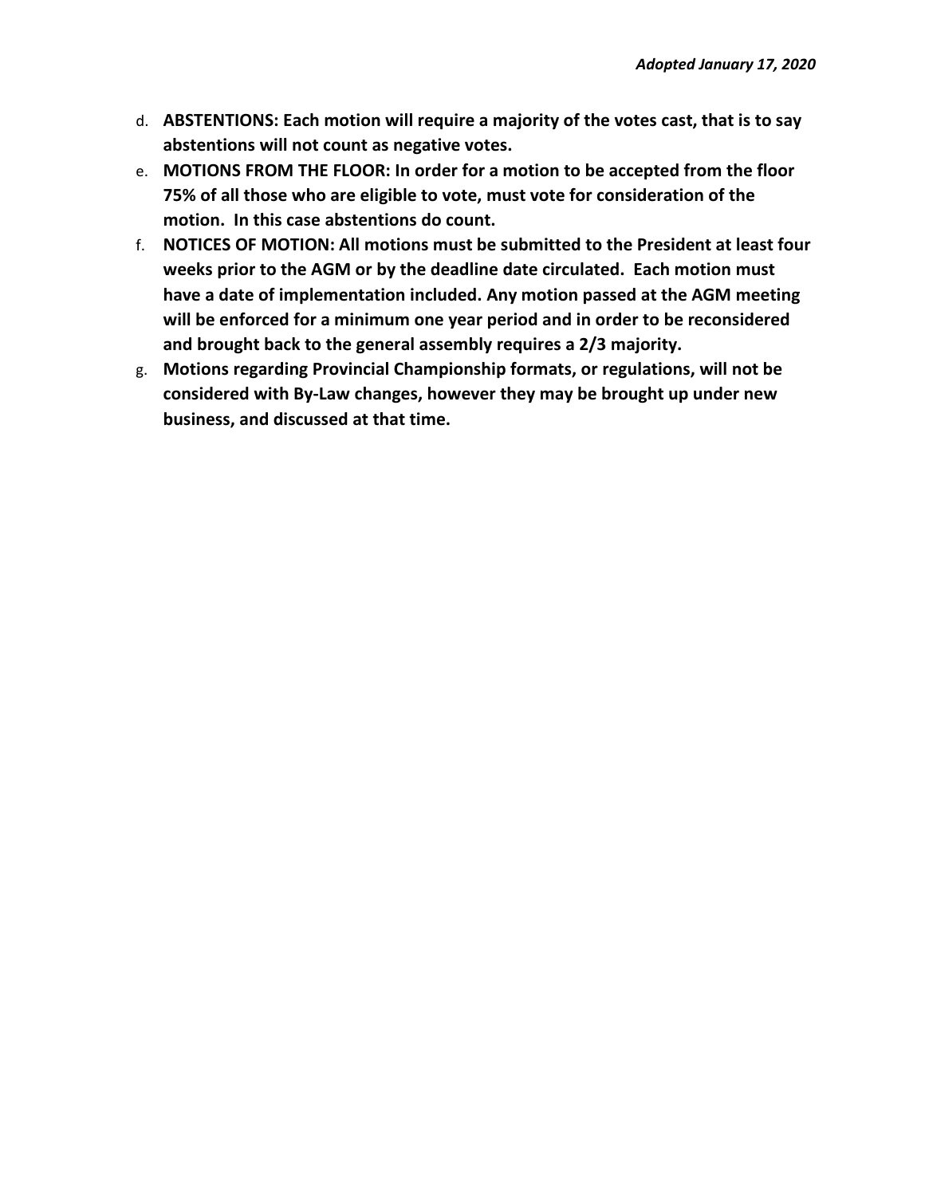d. **ABSTENTIONS: Each motion will require a majority of the votes cast, that is to say abstentions will not count as negative votes.**

e. **MOTIONS FROM THE FLOOR: In order for a motion to be accepted from the floor 75% of all those who are eligible to vote, must vote for consideration of the motion. In this case abstentions do count.**

f. **NOTICES OF MOTION: All motions must be submitted to the President at least four weeks prior to the AGM or by the deadline date circulated. Each motion must have a date of implementation included. Any motion passed at the AGM meeting will be enforced for a minimum one year period and in order to be reconsidered and brought back to the general assembly requires a 2/3 majority.**

g. **Motions regarding Provincial Championship formats, or regulations, will not be considered with By-Law changes, however they may be brought up under new business, and discussed at that time.**